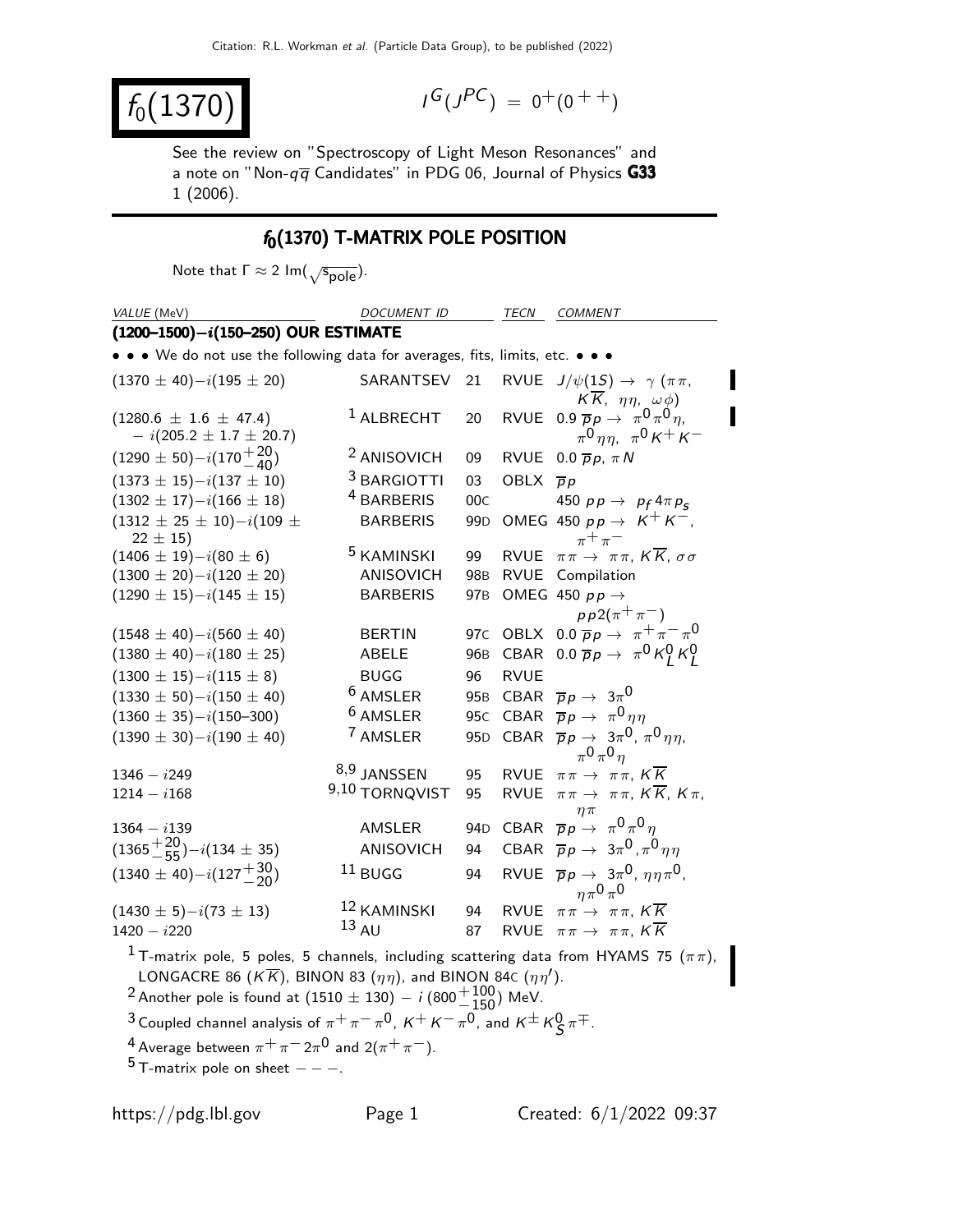# $f_0(1370)$

$I^G(J^{PC}) = 0^+(0^{++})$

See the review on "Spectroscopy of Light Meson Resonances" and a note on "Non-$q\overline{q}$ Candidates" in PDG 06, Journal of Physics **G33** 1 (2006).

## $f_0(1370)$ T-MATRIX POLE POSITION

Note that $\Gamma \approx 2\ \text{Im}(\sqrt{s_{\text{pole}}})$.

| VALUE (MeV) | DOCUMENT ID | | TECN | COMMENT |
|---|---|---|---|---|
| **(1200–1500)$-i$(150–250) OUR ESTIMATE** | | | | |
| • • • We do not use the following data for averages, fits, limits, etc. • • • | | | | |
| $(1370 \pm 40)-i(195 \pm 20)$ | SARANTSEV | 21 | RVUE | $J/\psi(1S) \to \gamma\ (\pi\pi,\ K\overline{K},\ \eta\eta,\ \omega\phi)$ |
| $(1280.6 \pm 1.6 \pm 47.4)$ $- i(205.2 \pm 1.7 \pm 20.7)$ | [1] ALBRECHT | 20 | RVUE | $0.9\ \overline{p}p \to \pi^0\pi^0\eta$, $\pi^0\eta\eta$, $\pi^0 K^+ K^-$ |
| $(1290 \pm 50)-i(170^{+20}_{-40})$ | [2] ANISOVICH | 09 | RVUE | $0.0\ \overline{p}p$, $\pi N$ |
| $(1373 \pm 15)-i(137 \pm 10)$ | [3] BARGIOTTI | 03 | OBLX | $\overline{p}p$ |
| $(1302 \pm 17)-i(166 \pm 18)$ | [4] BARBERIS | 00C | | $450\ pp \to p_f 4\pi p_s$ |
| $(1312 \pm 25 \pm 10)-i(109 \pm 22 \pm 15)$ | BARBERIS | 99D | OMEG | $450\ pp \to K^+K^-$, $\pi^+\pi^-$ |
| $(1406 \pm 19)-i(80 \pm 6)$ | [5] KAMINSKI | 99 | RVUE | $\pi\pi \to \pi\pi$, $K\overline{K}$, $\sigma\sigma$ |
| $(1300 \pm 20)-i(120 \pm 20)$ | ANISOVICH | 98B | RVUE | Compilation |
| $(1290 \pm 15)-i(145 \pm 15)$ | BARBERIS | 97B | OMEG | $450\ pp \to pp2(\pi^+\pi^-)$ |
| $(1548 \pm 40)-i(560 \pm 40)$ | BERTIN | 97C | OBLX | $0.0\ \overline{p}p \to \pi^+\pi^-\pi^0$ |
| $(1380 \pm 40)-i(180 \pm 25)$ | ABELE | 96B | CBAR | $0.0\ \overline{p}p \to \pi^0 K^0_L K^0_L$ |
| $(1300 \pm 15)-i(115 \pm 8)$ | BUGG | 96 | RVUE | |
| $(1330 \pm 50)-i(150 \pm 40)$ | [6] AMSLER | 95B | CBAR | $\overline{p}p \to 3\pi^0$ |
| $(1360 \pm 35)-i(150\text{–}300)$ | [6] AMSLER | 95C | CBAR | $\overline{p}p \to \pi^0\eta\eta$ |
| $(1390 \pm 30)-i(190 \pm 40)$ | [7] AMSLER | 95D | CBAR | $\overline{p}p \to 3\pi^0$, $\pi^0\eta\eta$, $\pi^0\pi^0\eta$ |
| $1346 - i249$ | [8,9] JANSSEN | 95 | RVUE | $\pi\pi \to \pi\pi$, $K\overline{K}$ |
| $1214 - i168$ | [9,10] TORNQVIST | 95 | RVUE | $\pi\pi \to \pi\pi$, $K\overline{K}$, $K\pi$, $\eta\pi$ |
| $1364 - i139$ | AMSLER | 94D | CBAR | $\overline{p}p \to \pi^0\pi^0\eta$ |
| $(1365^{+20}_{-55})-i(134 \pm 35)$ | ANISOVICH | 94 | CBAR | $\overline{p}p \to 3\pi^0$, $\pi^0\eta\eta$ |
| $(1340 \pm 40)-i(127^{+30}_{-20})$ | [11] BUGG | 94 | RVUE | $\overline{p}p \to 3\pi^0$, $\eta\eta\pi^0$, $\eta\pi^0\pi^0$ |
| $(1430 \pm 5)-i(73 \pm 13)$ | [12] KAMINSKI | 94 | RVUE | $\pi\pi \to \pi\pi$, $K\overline{K}$ |
| $1420 - i220$ | [13] AU | 87 | RVUE | $\pi\pi \to \pi\pi$, $K\overline{K}$ |

[1] T-matrix pole, 5 poles, 5 channels, including scattering data from HYAMS 75 ($\pi\pi$), LONGACRE 86 ($K\overline{K}$), BINON 83 ($\eta\eta$), and BINON 84C ($\eta\eta'$).

[2] Another pole is found at $(1510 \pm 130) - i\,(800^{+100}_{-150})$ MeV.

[3] Coupled channel analysis of $\pi^+\pi^-\pi^0$, $K^+K^-\pi^0$, and $K^\pm K^0_S \pi^\mp$.

[4] Average between $\pi^+\pi^- 2\pi^0$ and $2(\pi^+\pi^-)$.

[5] T-matrix pole on sheet $---$.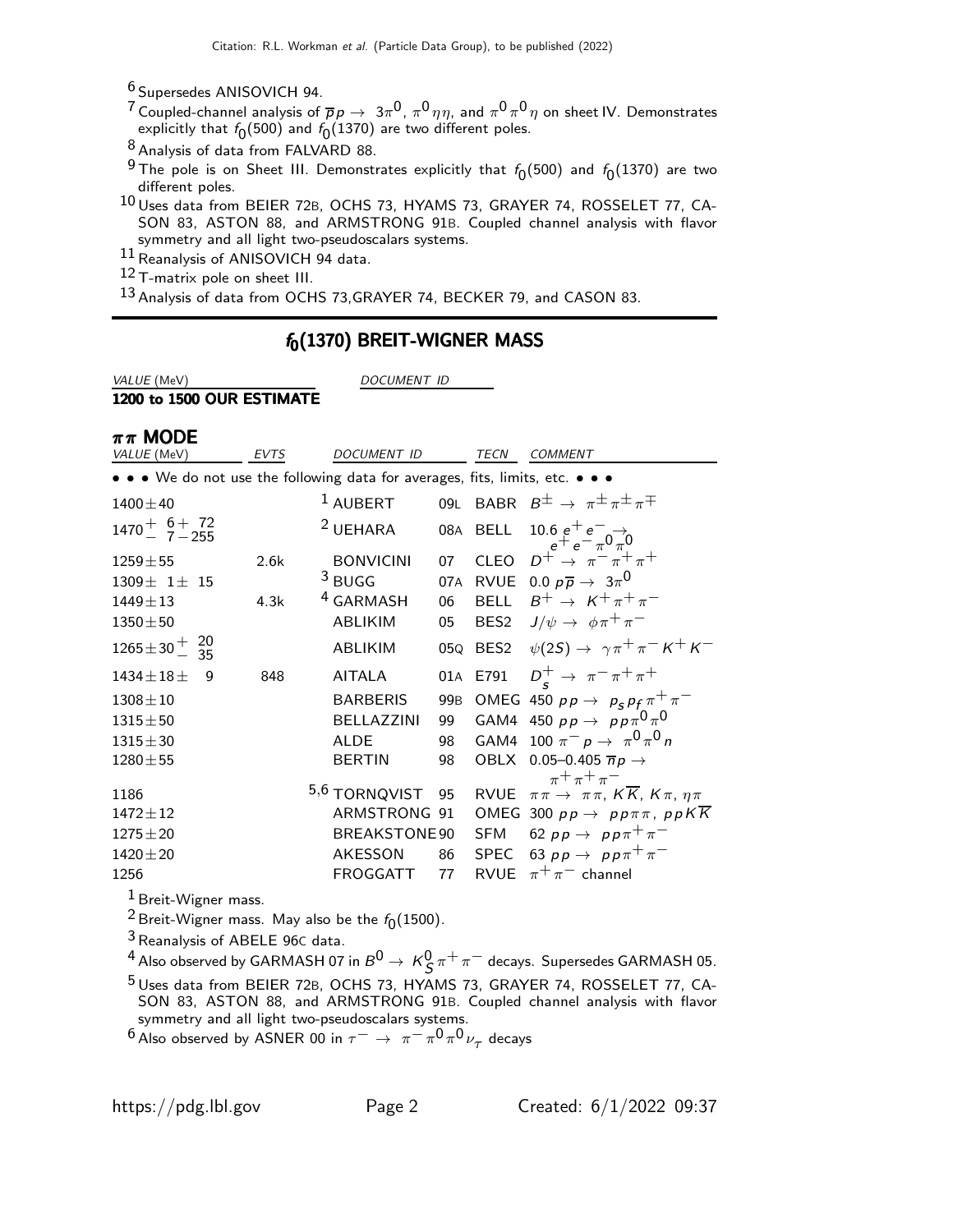[6] Supersedes ANISOVICH 94.

[7] Coupled-channel analysis of $\overline{p}p \to 3\pi^0$, $\pi^0\eta\eta$, and $\pi^0\pi^0\eta$ on sheet IV. Demonstrates explicitly that $f_0(500)$ and $f_0(1370)$ are two different poles.

[8] Analysis of data from FALVARD 88.

[9] The pole is on Sheet III. Demonstrates explicitly that $f_0(500)$ and $f_0(1370)$ are two different poles.

[10] Uses data from BEIER 72B, OCHS 73, HYAMS 73, GRAYER 74, ROSSELET 77, CASON 83, ASTON 88, and ARMSTRONG 91B. Coupled channel analysis with flavor symmetry and all light two-pseudoscalars systems.

[11] Reanalysis of ANISOVICH 94 data.

[12] T-matrix pole on sheet III.

[13] Analysis of data from OCHS 73, GRAYER 74, BECKER 79, and CASON 83.

## $f_0(1370)$ BREIT-WIGNER MASS

| *VALUE* (MeV) | *DOCUMENT ID* |
|---|---|
| **1200 to 1500 OUR ESTIMATE** | |

### $\pi\pi$ MODE

| *VALUE* (MeV) | *EVTS* | *DOCUMENT ID* | | *TECN* | *COMMENT* |
|---|---|---|---|---|---|
| • • • We do not use the following data for averages, fits, limits, etc. • • • | | | | | |
| $1400 \pm 40$ | | [1] AUBERT | 09L | BABR | $B^\pm \to \pi^\pm\pi^\pm\pi^\mp$ |
| $1470^{+\ 6+\ 72}_{-\ 7-255}$ | | [2] UEHARA | 08A | BELL | $10.6\ e^+e^- \to e^+e^-\pi^0\pi^0$ |
| $1259 \pm 55$ | 2.6k | BONVICINI | 07 | CLEO | $D^+ \to \pi^-\pi^+\pi^+$ |
| $1309 \pm 1 \pm 15$ | | [3] BUGG | 07A | RVUE | $0.0\ p\overline{p} \to 3\pi^0$ |
| $1449 \pm 13$ | 4.3k | [4] GARMASH | 06 | BELL | $B^+ \to K^+\pi^+\pi^-$ |
| $1350 \pm 50$ | | ABLIKIM | 05 | BES2 | $J/\psi \to \phi\pi^+\pi^-$ |
| $1265 \pm 30^{+\ 20}_{-\ 35}$ | | ABLIKIM | 05Q | BES2 | $\psi(2S) \to \gamma\pi^+\pi^-K^+K^-$ |
| $1434 \pm 18 \pm 9$ | 848 | AITALA | 01A | E791 | $D_s^+ \to \pi^-\pi^+\pi^+$ |
| $1308 \pm 10$ | | BARBERIS | 99B | OMEG | $450\ pp \to p_s p_f \pi^+\pi^-$ |
| $1315 \pm 50$ | | BELLAZZINI | 99 | GAM4 | $450\ pp \to pp\pi^0\pi^0$ |
| $1315 \pm 30$ | | ALDE | 98 | GAM4 | $100\ \pi^-p \to \pi^0\pi^0 n$ |
| $1280 \pm 55$ | | BERTIN | 98 | OBLX | $0.05–0.405\ \overline{n}p \to \pi^+\pi^+\pi^-$ |
| 1186 | | [5,6] TORNQVIST | 95 | RVUE | $\pi\pi \to \pi\pi$, $K\overline{K}$, $K\pi$, $\eta\pi$ |
| $1472 \pm 12$ | | ARMSTRONG | 91 | OMEG | $300\ pp \to pp\pi\pi$, $ppK\overline{K}$ |
| $1275 \pm 20$ | | BREAKSTONE | 90 | SFM | $62\ pp \to pp\pi^+\pi^-$ |
| $1420 \pm 20$ | | AKESSON | 86 | SPEC | $63\ pp \to pp\pi^+\pi^-$ |
| 1256 | | FROGGATT | 77 | RVUE | $\pi^+\pi^-$ channel |

[1] Breit-Wigner mass.

[2] Breit-Wigner mass. May also be the $f_0(1500)$.

[3] Reanalysis of ABELE 96C data.

[4] Also observed by GARMASH 07 in $B^0 \to K_S^0\pi^+\pi^-$ decays. Supersedes GARMASH 05.

[5] Uses data from BEIER 72B, OCHS 73, HYAMS 73, GRAYER 74, ROSSELET 77, CASON 83, ASTON 88, and ARMSTRONG 91B. Coupled channel analysis with flavor symmetry and all light two-pseudoscalars systems.

[6] Also observed by ASNER 00 in $\tau^- \to \pi^-\pi^0\pi^0\nu_\tau$ decays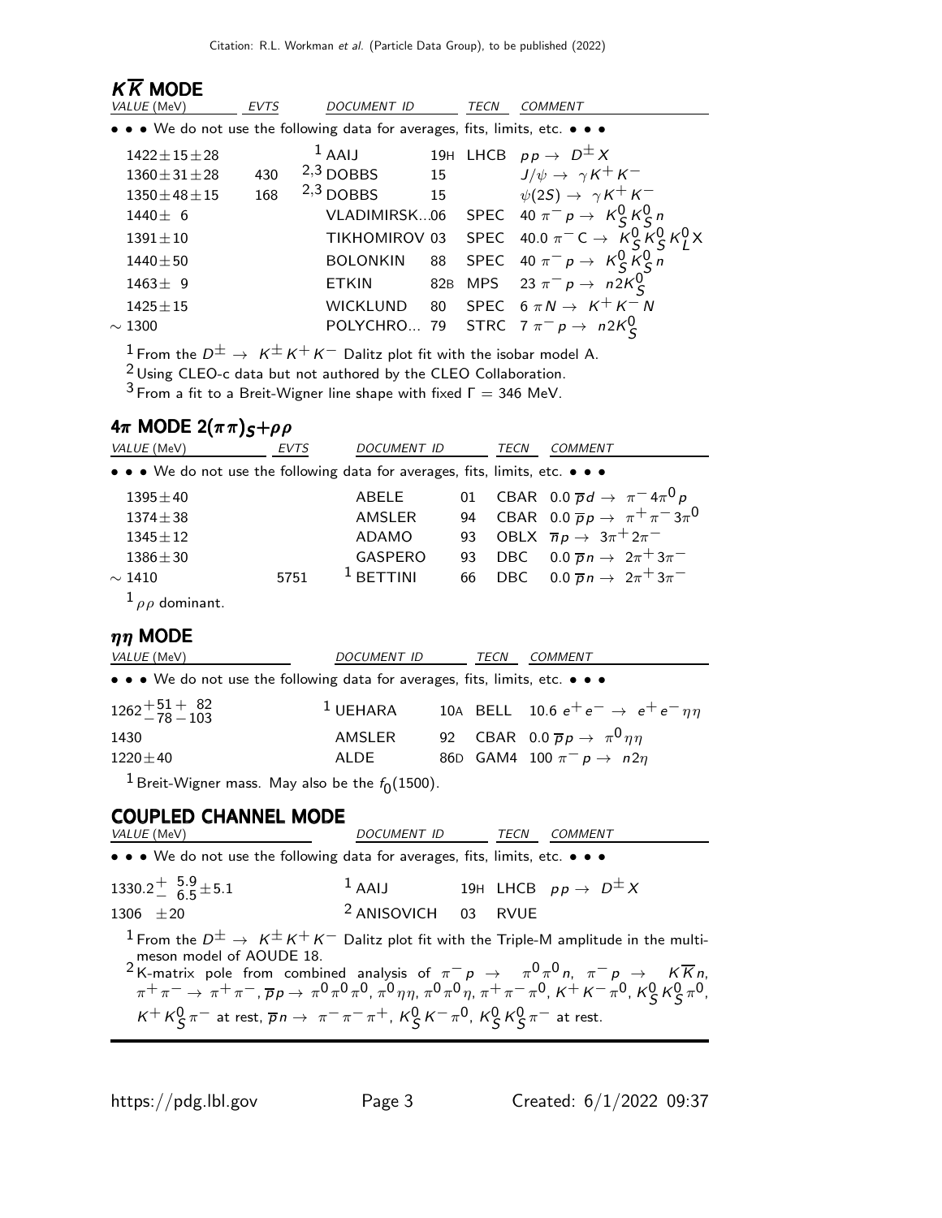## $K\overline{K}$ MODE

| VALUE (MeV) | EVTS | DOCUMENT ID | | TECN | COMMENT |
|---|---|---|---|---|---|
| • • • We do not use the following data for averages, fits, limits, etc. • • • | | | | | |
| $1422\pm15\pm28$ | | [1] AAIJ | 19H | LHCB | $pp \to D^{\pm} X$ |
| $1360\pm31\pm28$ | 430 | [2,3] DOBBS | 15 | | $J/\psi \to \gamma K^+ K^-$ |
| $1350\pm48\pm15$ | 168 | [2,3] DOBBS | 15 | | $\psi(2S) \to \gamma K^+ K^-$ |
| $1440\pm\ 6$ | | VLADIMIRSK...06 | | SPEC | $40\ \pi^- p \to K^0_S K^0_S n$ |
| $1391\pm10$ | | TIKHOMIROV 03 | | SPEC | $40.0\ \pi^- \mathrm{C} \to K^0_S K^0_S K^0_L X$ |
| $1440\pm50$ | | BOLONKIN | 88 | SPEC | $40\ \pi^- p \to K^0_S K^0_S n$ |
| $1463\pm\ 9$ | | ETKIN | 82B | MPS | $23\ \pi^- p \to n 2K^0_S$ |
| $1425\pm15$ | | WICKLUND | 80 | SPEC | $6\ \pi N \to K^+ K^- N$ |
| $\sim 1300$ | | POLYCHRO... 79 | | STRC | $7\ \pi^- p \to n 2K^0_S$ |

[1] From the $D^{\pm} \to K^{\pm} K^+ K^-$ Dalitz plot fit with the isobar model A.

[2] Using CLEO-c data but not authored by the CLEO Collaboration.

[3] From a fit to a Breit-Wigner line shape with fixed $\Gamma = 346$ MeV.

## $4\pi$ MODE $2(\pi\pi)_S+\rho\rho$

| VALUE (MeV) | EVTS | DOCUMENT ID | | TECN | COMMENT |
|---|---|---|---|---|---|
| • • • We do not use the following data for averages, fits, limits, etc. • • • | | | | | |
| $1395\pm40$ | | ABELE | 01 | CBAR | $0.0\ \overline{p} d \to \pi^- 4\pi^0 p$ |
| $1374\pm38$ | | AMSLER | 94 | CBAR | $0.0\ \overline{p} p \to \pi^+ \pi^- 3\pi^0$ |
| $1345\pm12$ | | ADAMO | 93 | OBLX | $\overline{n} p \to 3\pi^+ 2\pi^-$ |
| $1386\pm30$ | | GASPERO | 93 | DBC | $0.0\ \overline{p} n \to 2\pi^+ 3\pi^-$ |
| $\sim 1410$ | 5751 | [1] BETTINI | 66 | DBC | $0.0\ \overline{p} n \to 2\pi^+ 3\pi^-$ |

[1] $\rho\rho$ dominant.

## $\eta\eta$ MODE

| VALUE (MeV) | DOCUMENT ID | | TECN | COMMENT |
|---|---|---|---|---|
| • • • We do not use the following data for averages, fits, limits, etc. • • • | | | | |
| $1262^{+51}_{-78}{}^{+\ 82}_{-103}$ | [1] UEHARA | 10A | BELL | $10.6\ e^+ e^- \to e^+ e^- \eta\eta$ |
| 1430 | AMSLER | 92 | CBAR | $0.0\ \overline{p} p \to \pi^0 \eta\eta$ |
| $1220\pm40$ | ALDE | 86D | GAM4 | $100\ \pi^- p \to n 2\eta$ |

[1] Breit-Wigner mass. May also be the $f_0(1500)$.

## COUPLED CHANNEL MODE

| VALUE (MeV) | DOCUMENT ID | | TECN | COMMENT |
|---|---|---|---|---|
| • • • We do not use the following data for averages, fits, limits, etc. • • • | | | | |
| $1330.2^{+\ 5.9}_{-\ 6.5}\pm5.1$ | [1] AAIJ | 19H | LHCB | $pp \to D^{\pm} X$ |
| $1306\ \ \pm20$ | [2] ANISOVICH | 03 | RVUE | |

[1] From the $D^{\pm} \to K^{\pm} K^+ K^-$ Dalitz plot fit with the Triple-M amplitude in the multi-meson model of AOUDE 18.

[2] K-matrix pole from combined analysis of $\pi^- p \to \pi^0 \pi^0 n$, $\pi^- p \to K\overline{K} n$, $\pi^+ \pi^- \to \pi^+ \pi^-$, $\overline{p} p \to \pi^0 \pi^0 \pi^0$, $\pi^0 \eta\eta$, $\pi^0 \pi^0 \eta$, $\pi^+ \pi^- \pi^0$, $K^+ K^- \pi^0$, $K^0_S K^0_S \pi^0$, $K^+ K^0_S \pi^-$ at rest, $\overline{p} n \to \pi^- \pi^- \pi^+$, $K^0_S K^- \pi^0$, $K^0_S K^0_S \pi^-$ at rest.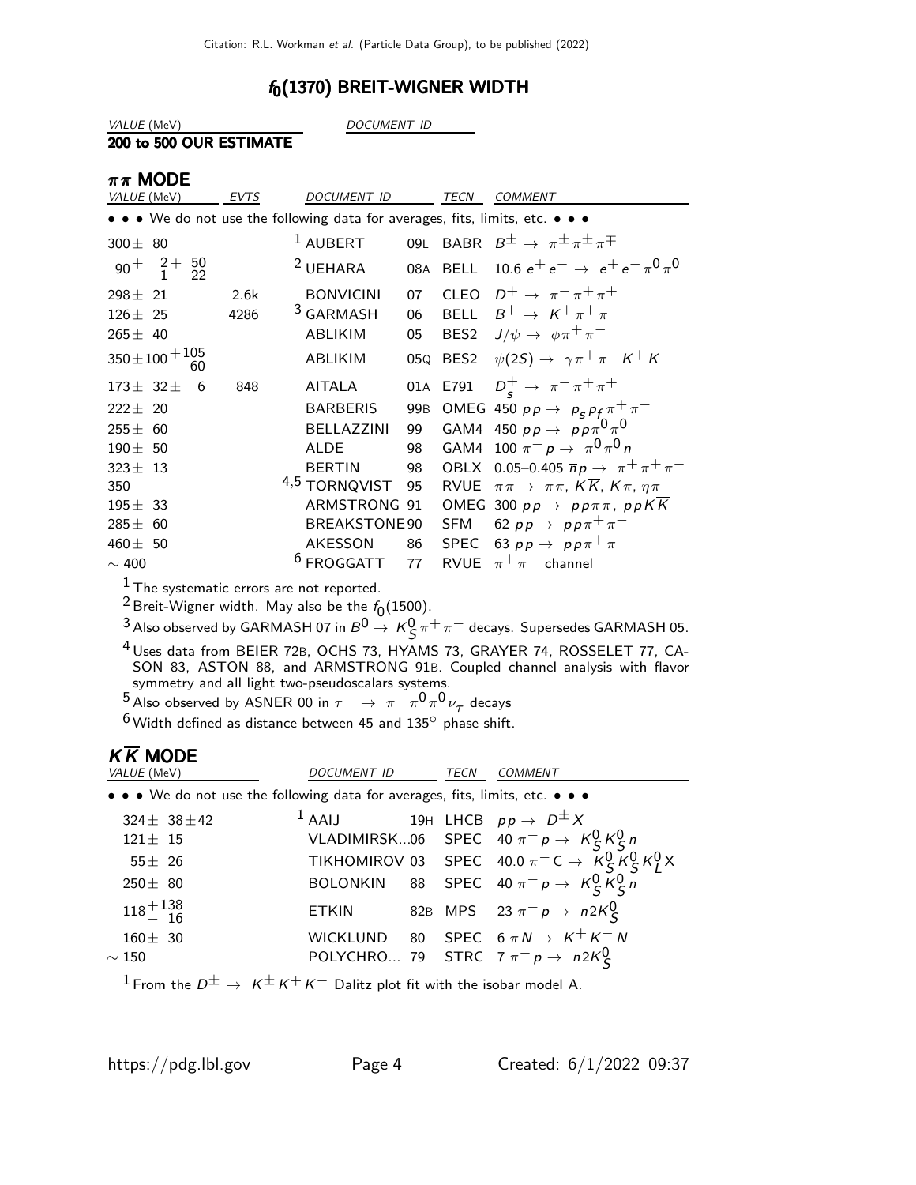# $f_0(1370)$ BREIT-WIGNER WIDTH

| VALUE (MeV) | DOCUMENT ID |
|---|---|
| **200 to 500 OUR ESTIMATE** | |

## $\pi\pi$ MODE

| VALUE (MeV) | EVTS | DOCUMENT ID | | TECN | COMMENT |
|---|---|---|---|---|---|
| • • • We do not use the following data for averages, fits, limits, etc. • • • | | | | | |
| $300 \pm 80$ | | AUBERT [1] | 09L | BABR | $B^\pm \to \pi^\pm \pi^\pm \pi^\mp$ |
| $90^{+\ 2+\ 50}_{-\ 1-\ 22}$ | | UEHARA [2] | 08A | BELL | $10.6\ e^+ e^- \to e^+ e^- \pi^0 \pi^0$ |
| $298 \pm 21$ | 2.6k | BONVICINI | 07 | CLEO | $D^+ \to \pi^- \pi^+ \pi^+$ |
| $126 \pm 25$ | 4286 | GARMASH [3] | 06 | BELL | $B^+ \to K^+ \pi^+ \pi^-$ |
| $265 \pm 40$ | | ABLIKIM | 05 | BES2 | $J/\psi \to \phi \pi^+ \pi^-$ |
| $350 \pm 100 ^{+105}_{-\ 60}$ | | ABLIKIM | 05Q | BES2 | $\psi(2S) \to \gamma \pi^+ \pi^- K^+ K^-$ |
| $173 \pm 32 \pm 6$ | 848 | AITALA | 01A | E791 | $D_s^+ \to \pi^- \pi^+ \pi^+$ |
| $222 \pm 20$ | | BARBERIS | 99B | OMEG | $450\ pp \to p_s p_f \pi^+ \pi^-$ |
| $255 \pm 60$ | | BELLAZZINI | 99 | GAM4 | $450\ pp \to pp \pi^0 \pi^0$ |
| $190 \pm 50$ | | ALDE | 98 | GAM4 | $100\ \pi^- p \to \pi^0 \pi^0 n$ |
| $323 \pm 13$ | | BERTIN | 98 | OBLX | $0.05$–$0.405\ \overline{n} p \to \pi^+ \pi^+ \pi^-$ |
| $350$ | | TORNQVIST [4,5] | 95 | RVUE | $\pi\pi \to \pi\pi,\ K\overline{K},\ K\pi,\ \eta\pi$ |
| $195 \pm 33$ | | ARMSTRONG | 91 | OMEG | $300\ pp \to pp\pi\pi,\ ppK\overline{K}$ |
| $285 \pm 60$ | | BREAKSTONE | 90 | SFM | $62\ pp \to pp \pi^+ \pi^-$ |
| $460 \pm 50$ | | AKESSON | 86 | SPEC | $63\ pp \to pp \pi^+ \pi^-$ |
| $\sim 400$ | | FROGGATT [6] | 77 | RVUE | $\pi^+ \pi^-$ channel |

[1] The systematic errors are not reported.

[2] Breit-Wigner width. May also be the $f_0(1500)$.

[3] Also observed by GARMASH 07 in $B^0 \to K^0_S \pi^+ \pi^-$ decays. Supersedes GARMASH 05.

[4] Uses data from BEIER 72B, OCHS 73, HYAMS 73, GRAYER 74, ROSSELET 77, CASON 83, ASTON 88, and ARMSTRONG 91B. Coupled channel analysis with flavor symmetry and all light two-pseudoscalars systems.

[5] Also observed by ASNER 00 in $\tau^- \to \pi^- \pi^0 \pi^0 \nu_\tau$ decays

[6] Width defined as distance between 45 and 135° phase shift.

## $K\overline{K}$ MODE

| VALUE (MeV) | DOCUMENT ID | | TECN | COMMENT |
|---|---|---|---|---|
| • • • We do not use the following data for averages, fits, limits, etc. • • • | | | | |
| $324 \pm 38 \pm 42$ | AAIJ [1] | 19H | LHCB | $pp \to D^\pm X$ |
| $121 \pm 15$ | VLADIMIRSK... | 06 | SPEC | $40\ \pi^- p \to K^0_S K^0_S n$ |
| $55 \pm 26$ | TIKHOMIROV | 03 | SPEC | $40.0\ \pi^- C \to K^0_S K^0_S K^0_L X$ |
| $250 \pm 80$ | BOLONKIN | 88 | SPEC | $40\ \pi^- p \to K^0_S K^0_S n$ |
| $118^{+138}_{-\ 16}$ | ETKIN | 82B | MPS | $23\ \pi^- p \to n 2K^0_S$ |
| $160 \pm 30$ | WICKLUND | 80 | SPEC | $6\ \pi N \to K^+ K^- N$ |
| $\sim 150$ | POLYCHRO... | 79 | STRC | $7\ \pi^- p \to n 2K^0_S$ |

[1] From the $D^\pm \to K^\pm K^+ K^-$ Dalitz plot fit with the isobar model A.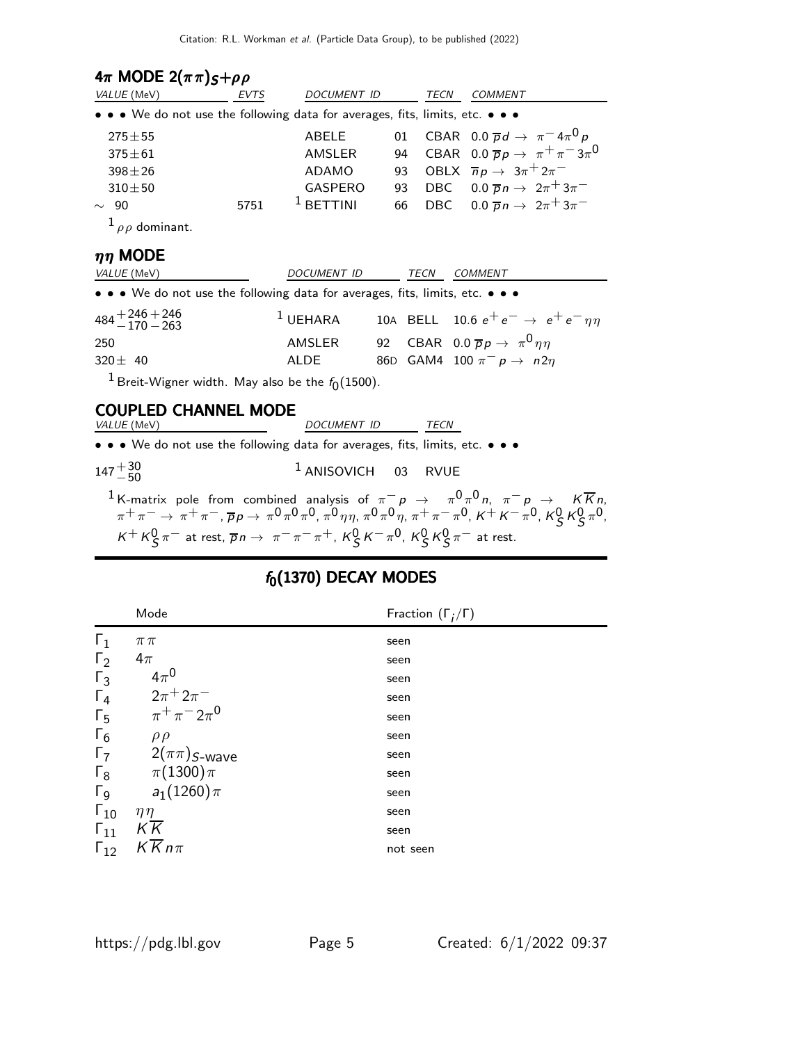### $4\pi$ MODE $2(\pi\pi)_S+\rho\rho$

| VALUE (MeV) | EVTS | DOCUMENT ID | | TECN | COMMENT |
|---|---|---|---|---|---|
| • • • We do not use the following data for averages, fits, limits, etc. • • • | | | | | |
| $275\pm55$ | | ABELE | 01 | CBAR | $0.0\ \overline{p}d \rightarrow \pi^- 4\pi^0 p$ |
| $375\pm61$ | | AMSLER | 94 | CBAR | $0.0\ \overline{p}p \rightarrow \pi^+\pi^- 3\pi^0$ |
| $398\pm26$ | | ADAMO | 93 | OBLX | $\overline{n}p \rightarrow 3\pi^+ 2\pi^-$ |
| $310\pm50$ | | GASPERO | 93 | DBC | $0.0\ \overline{p}n \rightarrow 2\pi^+ 3\pi^-$ |
| $\sim$ 90 | 5751 | [1] BETTINI | 66 | DBC | $0.0\ \overline{p}n \rightarrow 2\pi^+ 3\pi^-$ |

[1] $\rho\rho$ dominant.

### $\eta\eta$ MODE

| VALUE (MeV) | DOCUMENT ID | | TECN | COMMENT |
|---|---|---|---|---|
| • • • We do not use the following data for averages, fits, limits, etc. • • • | | | | |
| $484^{+246}_{-170}{}^{+246}_{-263}$ | [1] UEHARA | 10A | BELL | $10.6\ e^+e^- \rightarrow e^+e^-\eta\eta$ |
| 250 | AMSLER | 92 | CBAR | $0.0\ \overline{p}p \rightarrow \pi^0\eta\eta$ |
| $320\pm\ 40$ | ALDE | 86D | GAM4 | $100\ \pi^- p \rightarrow n2\eta$ |

[1] Breit-Wigner width. May also be the $f_0(1500)$.

### COUPLED CHANNEL MODE

| VALUE (MeV) | DOCUMENT ID | | TECN |
|---|---|---|---|
| • • • We do not use the following data for averages, fits, limits, etc. • • • | | | |
| $147^{+30}_{-50}$ | [1] ANISOVICH | 03 | RVUE |

[1] K-matrix pole from combined analysis of $\pi^- p \rightarrow \pi^0\pi^0 n$, $\pi^- p \rightarrow K\overline{K}n$, $\pi^+\pi^- \rightarrow \pi^+\pi^-$, $\overline{p}p \rightarrow \pi^0\pi^0\pi^0$, $\pi^0\eta\eta$, $\pi^0\pi^0\eta$, $\pi^+\pi^-\pi^0$, $K^+K^-\pi^0$, $K^0_S K^0_S \pi^0$, $K^+ K^0_S \pi^-$ at rest, $\overline{p}n \rightarrow \pi^-\pi^-\pi^+$, $K^0_S K^-\pi^0$, $K^0_S K^0_S \pi^-$ at rest.

## $f_0(1370)$ DECAY MODES

| | Mode | Fraction ($\Gamma_i/\Gamma$) |
|---|---|---|
| $\Gamma_1$ | $\pi\pi$ | seen |
| $\Gamma_2$ | $4\pi$ | seen |
| $\Gamma_3$ | $4\pi^0$ | seen |
| $\Gamma_4$ | $2\pi^+2\pi^-$ | seen |
| $\Gamma_5$ | $\pi^+\pi^-2\pi^0$ | seen |
| $\Gamma_6$ | $\rho\rho$ | seen |
| $\Gamma_7$ | $2(\pi\pi)_{S\text{-wave}}$ | seen |
| $\Gamma_8$ | $\pi(1300)\pi$ | seen |
| $\Gamma_9$ | $a_1(1260)\pi$ | seen |
| $\Gamma_{10}$ | $\eta\eta$ | seen |
| $\Gamma_{11}$ | $K\overline{K}$ | seen |
| $\Gamma_{12}$ | $K\overline{K}n\pi$ | not seen |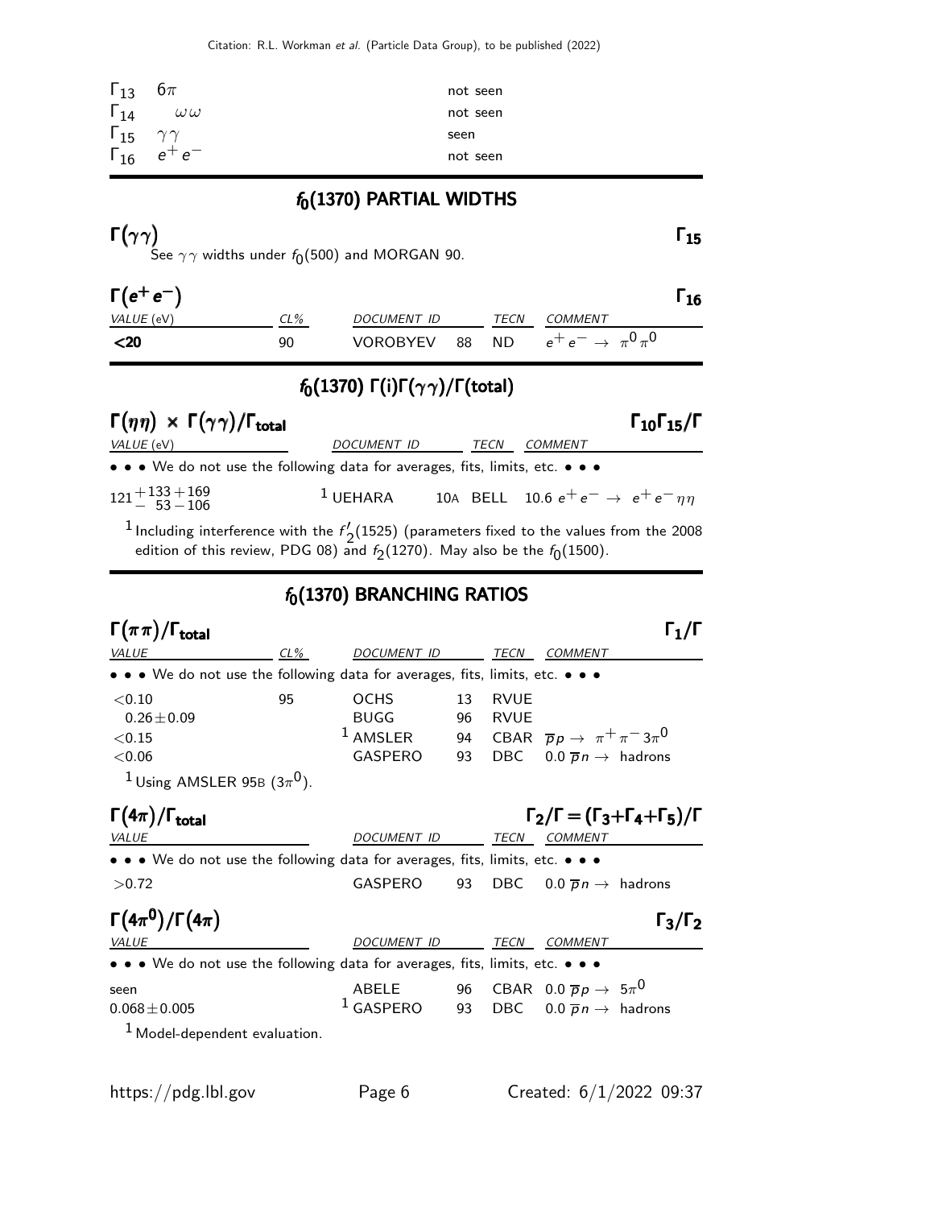| | | |
|---|---|---|
| $\Gamma_{13}$ | $6\pi$ | not seen |
| $\Gamma_{14}$ | $\omega\omega$ | not seen |
| $\Gamma_{15}$ | $\gamma\gamma$ | seen |
| $\Gamma_{16}$ | $e^+e^-$ | not seen |

## $f_0(1370)$ PARTIAL WIDTHS

### $\Gamma(\gamma\gamma)$ $\Gamma_{15}$

See $\gamma\gamma$ widths under $f_0(500)$ and MORGAN 90.

### $\Gamma(e^+e^-)$ $\Gamma_{16}$

| VALUE (eV) | CL% | DOCUMENT ID | | TECN | COMMENT |
|---|---|---|---|---|---|
| **<20** | 90 | VOROBYEV | 88 | ND | $e^+e^- \to \pi^0\pi^0$ |

## $f_0(1370)$ $\Gamma(i)\Gamma(\gamma\gamma)/\Gamma(\text{total})$

### $\Gamma(\eta\eta) \times \Gamma(\gamma\gamma)/\Gamma_{\text{total}}$ $\Gamma_{10}\Gamma_{15}/\Gamma$

| VALUE (eV) | DOCUMENT ID | | TECN | COMMENT |
|---|---|---|---|---|
| • • • We do not use the following data for averages, fits, limits, etc. • • • | | | | |
| $121^{+133+169}_{-\ 53-106}$ | [1] UEHARA | 10A | BELL | 10.6 $e^+e^- \to e^+e^-\eta\eta$ |

[1] Including interference with the $f'_2(1525)$ (parameters fixed to the values from the 2008 edition of this review, PDG 08) and $f_2(1270)$. May also be the $f_0(1500)$.

## $f_0(1370)$ BRANCHING RATIOS

### $\Gamma(\pi\pi)/\Gamma_{\text{total}}$ $\Gamma_1/\Gamma$

| VALUE | CL% | DOCUMENT ID | | TECN | COMMENT |
|---|---|---|---|---|---|
| • • • We do not use the following data for averages, fits, limits, etc. • • • | | | | | |
| <0.10 | 95 | OCHS | 13 | RVUE | |
| 0.26±0.09 | | BUGG | 96 | RVUE | |
| <0.15 | | [1] AMSLER | 94 | CBAR | $\overline{p}p \to \pi^+\pi^-3\pi^0$ |
| <0.06 | | GASPERO | 93 | DBC | 0.0 $\overline{p}n \to$ hadrons |

[1] Using AMSLER 95B ($3\pi^0$).

### $\Gamma(4\pi)/\Gamma_{\text{total}}$ $\Gamma_2/\Gamma = (\Gamma_3+\Gamma_4+\Gamma_5)/\Gamma$

| VALUE | DOCUMENT ID | | TECN | COMMENT |
|---|---|---|---|---|
| • • • We do not use the following data for averages, fits, limits, etc. • • • | | | | |
| >0.72 | GASPERO | 93 | DBC | 0.0 $\overline{p}n \to$ hadrons |

### $\Gamma(4\pi^0)/\Gamma(4\pi)$ $\Gamma_3/\Gamma_2$

| VALUE | DOCUMENT ID | | TECN | COMMENT |
|---|---|---|---|---|
| • • • We do not use the following data for averages, fits, limits, etc. • • • | | | | |
| seen | ABELE | 96 | CBAR | 0.0 $\overline{p}p \to 5\pi^0$ |
| 0.068±0.005 | [1] GASPERO | 93 | DBC | 0.0 $\overline{p}n \to$ hadrons |

[1] Model-dependent evaluation.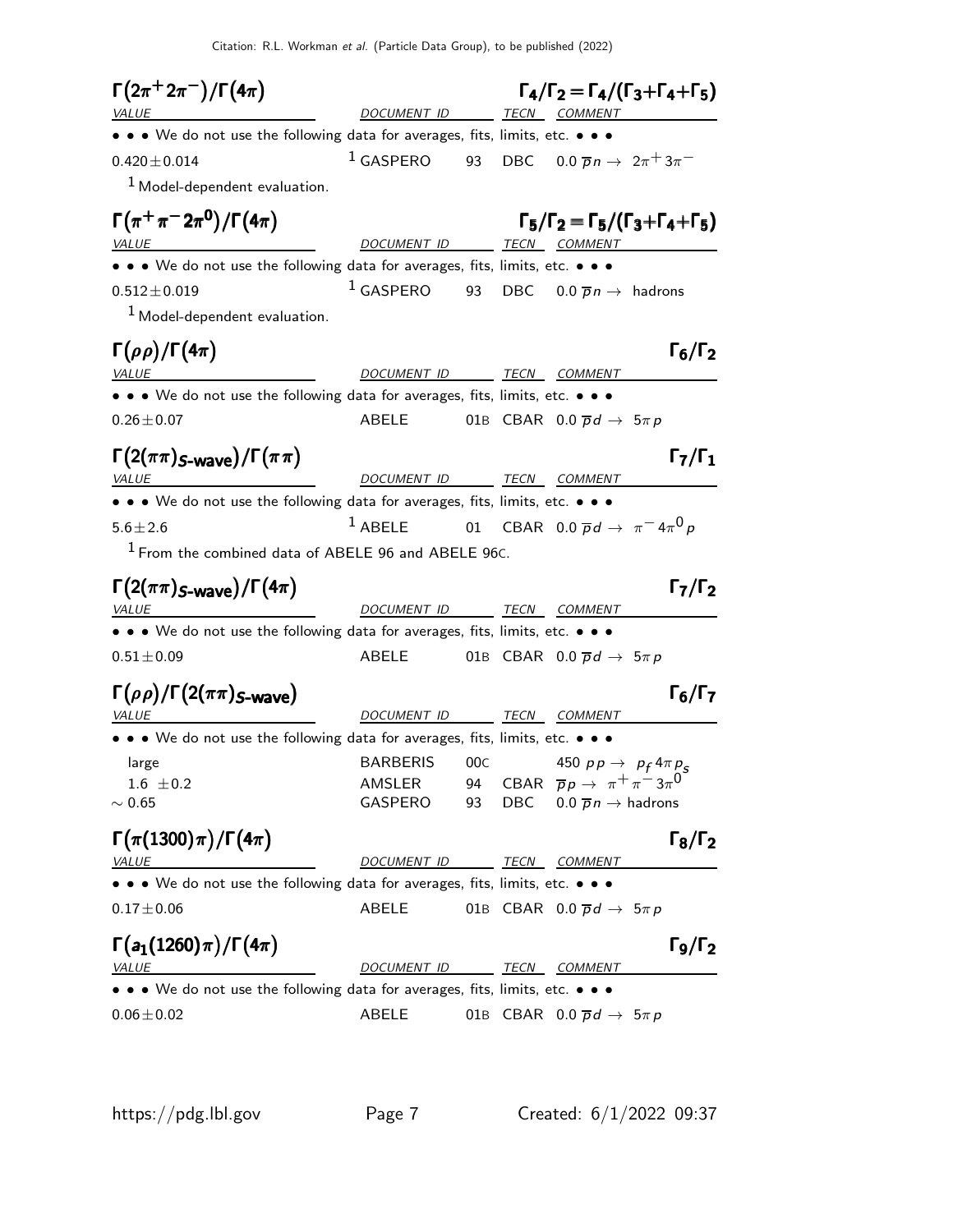### $\Gamma(2\pi^+2\pi^-)/\Gamma(4\pi)$ — $\Gamma_4/\Gamma_2 = \Gamma_4/(\Gamma_3+\Gamma_4+\Gamma_5)$

| VALUE | DOCUMENT ID | | TECN | COMMENT |
|---|---|---|---|---|
| • • • We do not use the following data for averages, fits, limits, etc. • • • | | | | |
| $0.420 \pm 0.014$ | [1] GASPERO | 93 | DBC | $0.0\ \overline{p}n \rightarrow 2\pi^+3\pi^-$ |

[1] Model-dependent evaluation.

### $\Gamma(\pi^+\pi^-2\pi^0)/\Gamma(4\pi)$ — $\Gamma_5/\Gamma_2 = \Gamma_5/(\Gamma_3+\Gamma_4+\Gamma_5)$

| VALUE | DOCUMENT ID | | TECN | COMMENT |
|---|---|---|---|---|
| • • • We do not use the following data for averages, fits, limits, etc. • • • | | | | |
| $0.512 \pm 0.019$ | [1] GASPERO | 93 | DBC | $0.0\ \overline{p}n \rightarrow$ hadrons |

[1] Model-dependent evaluation.

### $\Gamma(\rho\rho)/\Gamma(4\pi)$ — $\Gamma_6/\Gamma_2$

| VALUE | DOCUMENT ID | | TECN | COMMENT |
|---|---|---|---|---|
| • • • We do not use the following data for averages, fits, limits, etc. • • • | | | | |
| $0.26 \pm 0.07$ | ABELE | 01B | CBAR | $0.0\ \overline{p}d \rightarrow 5\pi p$ |

### $\Gamma(2(\pi\pi)_{S\text{-wave}})/\Gamma(\pi\pi)$ — $\Gamma_7/\Gamma_1$

| VALUE | DOCUMENT ID | | TECN | COMMENT |
|---|---|---|---|---|
| • • • We do not use the following data for averages, fits, limits, etc. • • • | | | | |
| $5.6 \pm 2.6$ | [1] ABELE | 01 | CBAR | $0.0\ \overline{p}d \rightarrow \pi^- 4\pi^0 p$ |

[1] From the combined data of ABELE 96 and ABELE 96C.

### $\Gamma(2(\pi\pi)_{S\text{-wave}})/\Gamma(4\pi)$ — $\Gamma_7/\Gamma_2$

| VALUE | DOCUMENT ID | | TECN | COMMENT |
|---|---|---|---|---|
| • • • We do not use the following data for averages, fits, limits, etc. • • • | | | | |
| $0.51 \pm 0.09$ | ABELE | 01B | CBAR | $0.0\ \overline{p}d \rightarrow 5\pi p$ |

### $\Gamma(\rho\rho)/\Gamma(2(\pi\pi)_{S\text{-wave}})$ — $\Gamma_6/\Gamma_7$

| VALUE | DOCUMENT ID | | TECN | COMMENT |
|---|---|---|---|---|
| • • • We do not use the following data for averages, fits, limits, etc. • • • | | | | |
| large | BARBERIS | 00C | | $450\ pp \rightarrow p_f 4\pi p_s$ |
| $1.6 \pm 0.2$ | AMSLER | 94 | CBAR | $\overline{p}p \rightarrow \pi^+\pi^-3\pi^0$ |
| $\sim 0.65$ | GASPERO | 93 | DBC | $0.0\ \overline{p}n \rightarrow$ hadrons |

### $\Gamma(\pi(1300)\pi)/\Gamma(4\pi)$ — $\Gamma_8/\Gamma_2$

| VALUE | DOCUMENT ID | | TECN | COMMENT |
|---|---|---|---|---|
| • • • We do not use the following data for averages, fits, limits, etc. • • • | | | | |
| $0.17 \pm 0.06$ | ABELE | 01B | CBAR | $0.0\ \overline{p}d \rightarrow 5\pi p$ |

### $\Gamma(a_1(1260)\pi)/\Gamma(4\pi)$ — $\Gamma_9/\Gamma_2$

| VALUE | DOCUMENT ID | | TECN | COMMENT |
|---|---|---|---|---|
| • • • We do not use the following data for averages, fits, limits, etc. • • • | | | | |
| $0.06 \pm 0.02$ | ABELE | 01B | CBAR | $0.0\ \overline{p}d \rightarrow 5\pi p$ |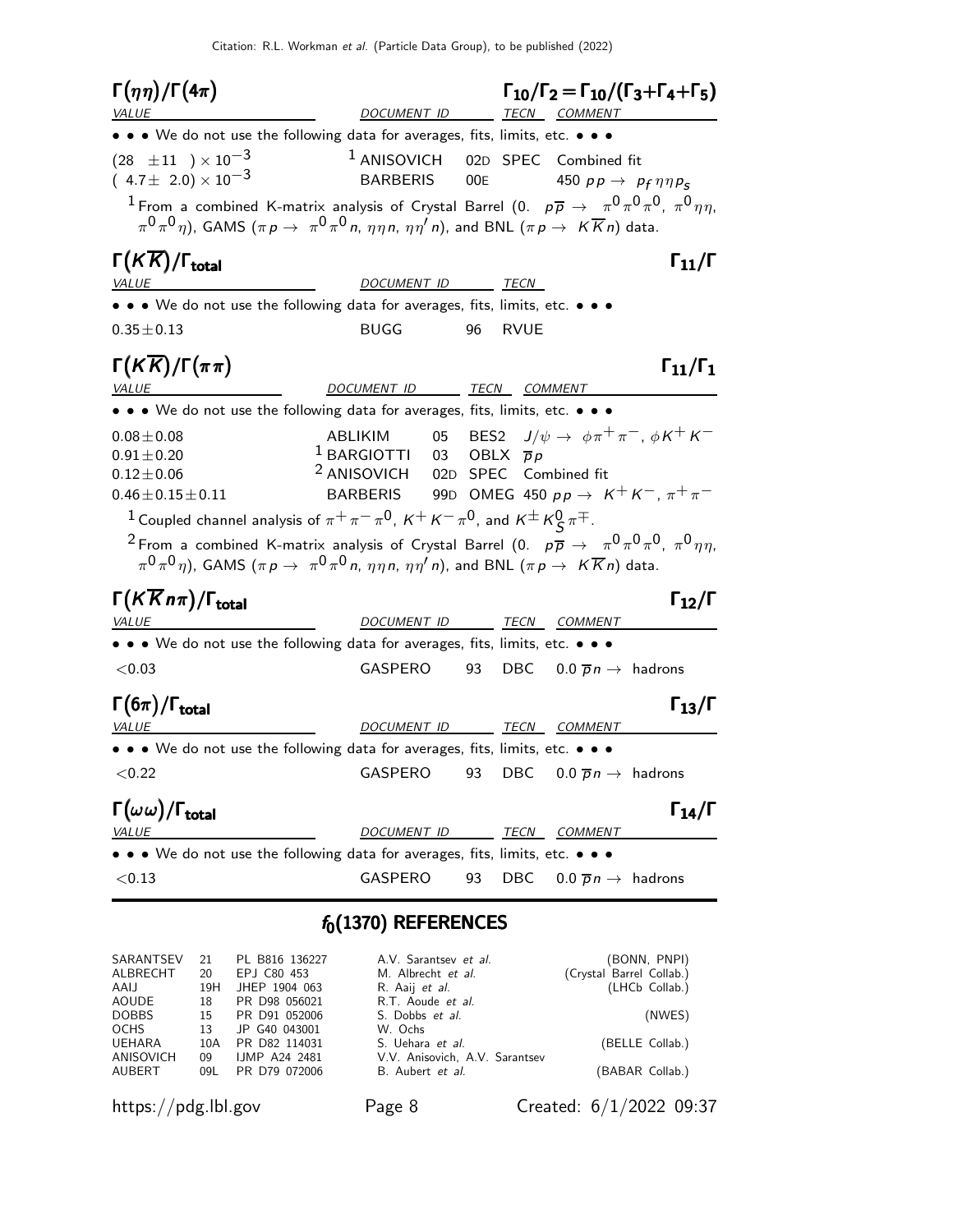### $\Gamma(\eta\eta)/\Gamma(4\pi)$ $\Gamma_{10}/\Gamma_2 = \Gamma_{10}/(\Gamma_3+\Gamma_4+\Gamma_5)$

| VALUE | DOCUMENT ID | | TECN | COMMENT |
|---|---|---|---|---|
| • • • We do not use the following data for averages, fits, limits, etc. • • • | | | | |
| $(28 \pm 11) \times 10^{-3}$ | ANISOVICH [1] | 02D | SPEC | Combined fit |
| $(4.7 \pm 2.0) \times 10^{-3}$ | BARBERIS | 00E | | 450 $pp \to p_f \eta\eta p_s$ |

[1] From a combined K-matrix analysis of Crystal Barrel (0. $p\overline{p} \to \pi^0\pi^0\pi^0$, $\pi^0\eta\eta$, $\pi^0\pi^0\eta$), GAMS ($\pi p \to \pi^0\pi^0 n$, $\eta\eta n$, $\eta\eta' n$), and BNL ($\pi p \to K\overline{K}n$) data.

### $\Gamma(K\overline{K})/\Gamma_{\text{total}}$ $\Gamma_{11}/\Gamma$

| VALUE | DOCUMENT ID | | TECN |
|---|---|---|---|
| • • • We do not use the following data for averages, fits, limits, etc. • • • | | | |
| $0.35 \pm 0.13$ | BUGG | 96 | RVUE |

### $\Gamma(K\overline{K})/\Gamma(\pi\pi)$ $\Gamma_{11}/\Gamma_1$

| VALUE | DOCUMENT ID | | TECN | COMMENT |
|---|---|---|---|---|
| • • • We do not use the following data for averages, fits, limits, etc. • • • | | | | |
| $0.08 \pm 0.08$ | ABLIKIM | 05 | BES2 | $J/\psi \to \phi\pi^+\pi^-$, $\phi K^+K^-$ |
| $0.91 \pm 0.20$ | BARGIOTTI [1] | 03 | OBLX | $\overline{p}p$ |
| $0.12 \pm 0.06$ | ANISOVICH [2] | 02D | SPEC | Combined fit |
| $0.46 \pm 0.15 \pm 0.11$ | BARBERIS | 99D | OMEG | 450 $pp \to K^+K^-$, $\pi^+\pi^-$ |

[1] Coupled channel analysis of $\pi^+\pi^-\pi^0$, $K^+K^-\pi^0$, and $K^\pm K^0_S\pi^\mp$.

[2] From a combined K-matrix analysis of Crystal Barrel (0. $p\overline{p} \to \pi^0\pi^0\pi^0$, $\pi^0\eta\eta$, $\pi^0\pi^0\eta$), GAMS ($\pi p \to \pi^0\pi^0 n$, $\eta\eta n$, $\eta\eta' n$), and BNL ($\pi p \to K\overline{K}n$) data.

### $\Gamma(K\overline{K}n\pi)/\Gamma_{\text{total}}$ $\Gamma_{12}/\Gamma$

| VALUE | DOCUMENT ID | | TECN | COMMENT |
|---|---|---|---|---|
| • • • We do not use the following data for averages, fits, limits, etc. • • • | | | | |
| $<0.03$ | GASPERO | 93 | DBC | 0.0 $\overline{p}n \to$ hadrons |

### $\Gamma(6\pi)/\Gamma_{\text{total}}$ $\Gamma_{13}/\Gamma$

| VALUE | DOCUMENT ID | | TECN | COMMENT |
|---|---|---|---|---|
| • • • We do not use the following data for averages, fits, limits, etc. • • • | | | | |
| $<0.22$ | GASPERO | 93 | DBC | 0.0 $\overline{p}n \to$ hadrons |

### $\Gamma(\omega\omega)/\Gamma_{\text{total}}$ $\Gamma_{14}/\Gamma$

| VALUE | DOCUMENT ID | | TECN | COMMENT |
|---|---|---|---|---|
| • • • We do not use the following data for averages, fits, limits, etc. • • • | | | | |
| $<0.13$ | GASPERO | 93 | DBC | 0.0 $\overline{p}n \to$ hadrons |

## $f_0(1370)$ REFERENCES

| | | | | |
|---|---|---|---|---|
| SARANTSEV | 21 | PL B816 136227 | A.V. Sarantsev *et al.* | (BONN, PNPI) |
| ALBRECHT | 20 | EPJ C80 453 | M. Albrecht *et al.* | (Crystal Barrel Collab.) |
| AAIJ | 19H | JHEP 1904 063 | R. Aaij *et al.* | (LHCb Collab.) |
| AOUDE | 18 | PR D98 056021 | R.T. Aoude *et al.* | |
| DOBBS | 15 | PR D91 052006 | S. Dobbs *et al.* | (NWES) |
| OCHS | 13 | JP G40 043001 | W. Ochs | |
| UEHARA | 10A | PR D82 114031 | S. Uehara *et al.* | (BELLE Collab.) |
| ANISOVICH | 09 | IJMP A24 2481 | V.V. Anisovich, A.V. Sarantsev | |
| AUBERT | 09L | PR D79 072006 | B. Aubert *et al.* | (BABAR Collab.) |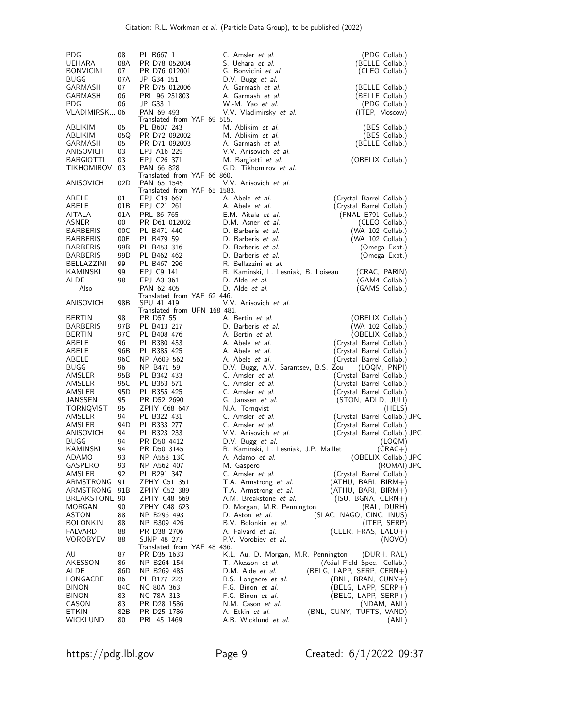| | | | | |
|---|---|---|---|---|
| PDG | 08 | PL B667 1 | C. Amsler *et al.* | (PDG Collab.) |
| UEHARA | 08A | PR D78 052004 | S. Uehara *et al.* | (BELLE Collab.) |
| BONVICINI | 07 | PR D76 012001 | G. Bonvicini *et al.* | (CLEO Collab.) |
| BUGG | 07A | JP G34 151 | D.V. Bugg *et al.* | |
| GARMASH | 07 | PR D75 012006 | A. Garmash *et al.* | (BELLE Collab.) |
| GARMASH | 06 | PRL 96 251803 | A. Garmash *et al.* | (BELLE Collab.) |
| PDG | 06 | JP G33 1 | W.-M. Yao *et al.* | (PDG Collab.) |
| VLADIMIRSK... | 06 | PAN 69 493 | V.V. Vladimirsky *et al.* | (ITEP, Moscow) |
| | | Translated from YAF 69 515. | | |
| ABLIKIM | 05 | PL B607 243 | M. Ablikim *et al.* | (BES Collab.) |
| ABLIKIM | 05Q | PR D72 092002 | M. Ablikim *et al.* | (BES Collab.) |
| GARMASH | 05 | PR D71 092003 | A. Garmash *et al.* | (BELLE Collab.) |
| ANISOVICH | 03 | EPJ A16 229 | V.V. Anisovich *et al.* | |
| BARGIOTTI | 03 | EPJ C26 371 | M. Bargiotti *et al.* | (OBELIX Collab.) |
| TIKHOMIROV | 03 | PAN 66 828 | G.D. Tikhomirov *et al.* | |
| | | Translated from YAF 66 860. | | |
| ANISOVICH | 02D | PAN 65 1545 | V.V. Anisovich *et al.* | |
| | | Translated from YAF 65 1583. | | |
| ABELE | 01 | EPJ C19 667 | A. Abele *et al.* | (Crystal Barrel Collab.) |
| ABELE | 01B | EPJ C21 261 | A. Abele *et al.* | (Crystal Barrel Collab.) |
| AITALA | 01A | PRL 86 765 | E.M. Aitala *et al.* | (FNAL E791 Collab.) |
| ASNER | 00 | PR D61 012002 | D.M. Asner *et al.* | (CLEO Collab.) |
| BARBERIS | 00C | PL B471 440 | D. Barberis *et al.* | (WA 102 Collab.) |
| BARBERIS | 00E | PL B479 59 | D. Barberis *et al.* | (WA 102 Collab.) |
| BARBERIS | 99B | PL B453 316 | D. Barberis *et al.* | (Omega Expt.) |
| BARBERIS | 99D | PL B462 462 | D. Barberis *et al.* | (Omega Expt.) |
| BELLAZZINI | 99 | PL B467 296 | R. Bellazzini *et al.* | |
| KAMINSKI | 99 | EPJ C9 141 | R. Kaminski, L. Lesniak, B. Loiseau | (CRAC, PARIN) |
| ALDE | 98 | EPJ A3 361 | D. Alde *et al.* | (GAM4 Collab.) |
| Also | | PAN 62 405 | D. Alde *et al.* | (GAMS Collab.) |
| | | Translated from YAF 62 446. | | |
| ANISOVICH | 98B | SPU 41 419 | V.V. Anisovich *et al.* | |
| | | Translated from UFN 168 481. | | |
| BERTIN | 98 | PR D57 55 | A. Bertin *et al.* | (OBELIX Collab.) |
| BARBERIS | 97B | PL B413 217 | D. Barberis *et al.* | (WA 102 Collab.) |
| BERTIN | 97C | PL B408 476 | A. Bertin *et al.* | (OBELIX Collab.) |
| ABELE | 96 | PL B380 453 | A. Abele *et al.* | (Crystal Barrel Collab.) |
| ABELE | 96B | PL B385 425 | A. Abele *et al.* | (Crystal Barrel Collab.) |
| ABELE | 96C | NP A609 562 | A. Abele *et al.* | (Crystal Barrel Collab.) |
| BUGG | 96 | NP B471 59 | D.V. Bugg, A.V. Sarantsev, B.S. Zou | (LOQM, PNPI) |
| AMSLER | 95B | PL B342 433 | C. Amsler *et al.* | (Crystal Barrel Collab.) |
| AMSLER | 95C | PL B353 571 | C. Amsler *et al.* | (Crystal Barrel Collab.) |
| AMSLER | 95D | PL B355 425 | C. Amsler *et al.* | (Crystal Barrel Collab.) |
| JANSSEN | 95 | PR D52 2690 | G. Janssen *et al.* | (STON, ADLD, JULI) |
| TORNQVIST | 95 | ZPHY C68 647 | N.A. Tornqvist | (HELS) |
| AMSLER | 94 | PL B322 431 | C. Amsler *et al.* | (Crystal Barrel Collab.) JPC |
| AMSLER | 94D | PL B333 277 | C. Amsler *et al.* | (Crystal Barrel Collab.) |
| ANISOVICH | 94 | PL B323 233 | V.V. Anisovich *et al.* | (Crystal Barrel Collab.) JPC |
| BUGG | 94 | PR D50 4412 | D.V. Bugg *et al.* | (LOQM) |
| KAMINSKI | 94 | PR D50 3145 | R. Kaminski, L. Lesniak, J.P. Maillet | (CRAC+) |
| ADAMO | 93 | NP A558 13C | A. Adamo *et al.* | (OBELIX Collab.) JPC |
| GASPERO | 93 | NP A562 407 | M. Gaspero | (ROMAI) JPC |
| AMSLER | 92 | PL B291 347 | C. Amsler *et al.* | (Crystal Barrel Collab.) |
| ARMSTRONG | 91 | ZPHY C51 351 | T.A. Armstrong *et al.* | (ATHU, BARI, BIRM+) |
| ARMSTRONG | 91B | ZPHY C52 389 | T.A. Armstrong *et al.* | (ATHU, BARI, BIRM+) |
| BREAKSTONE | 90 | ZPHY C48 569 | A.M. Breakstone *et al.* | (ISU, BGNA, CERN+) |
| MORGAN | 90 | ZPHY C48 623 | D. Morgan, M.R. Pennington | (RAL, DURH) |
| ASTON | 88 | NP B296 493 | D. Aston *et al.* | (SLAC, NAGO, CINC, INUS) |
| BOLONKIN | 88 | NP B309 426 | B.V. Bolonkin *et al.* | (ITEP, SERP) |
| FALVARD | 88 | PR D38 2706 | A. Falvard *et al.* | (CLER, FRAS, LALO+) |
| VOROBYEV | 88 | SJNP 48 273 | P.V. Vorobiev *et al.* | (NOVO) |
| | | Translated from YAF 48 436. | | |
| AU | 87 | PR D35 1633 | K.L. Au, D. Morgan, M.R. Pennington | (DURH, RAL) |
| AKESSON | 86 | NP B264 154 | T. Akesson *et al.* | (Axial Field Spec. Collab.) |
| ALDE | 86D | NP B269 485 | D.M. Alde *et al.* | (BELG, LAPP, SERP, CERN+) |
| LONGACRE | 86 | PL B177 223 | R.S. Longacre *et al.* | (BNL, BRAN, CUNY+) |
| BINON | 84C | NC 80A 363 | F.G. Binon *et al.* | (BELG, LAPP, SERP+) |
| BINON | 83 | NC 78A 313 | F.G. Binon *et al.* | (BELG, LAPP, SERP+) |
| CASON | 83 | PR D28 1586 | N.M. Cason *et al.* | (NDAM, ANL) |
| ETKIN | 82B | PR D25 1786 | A. Etkin *et al.* | (BNL, CUNY, TUFTS, VAND) |
| WICKLUND | 80 | PRL 45 1469 | A.B. Wicklund *et al.* | (ANL) |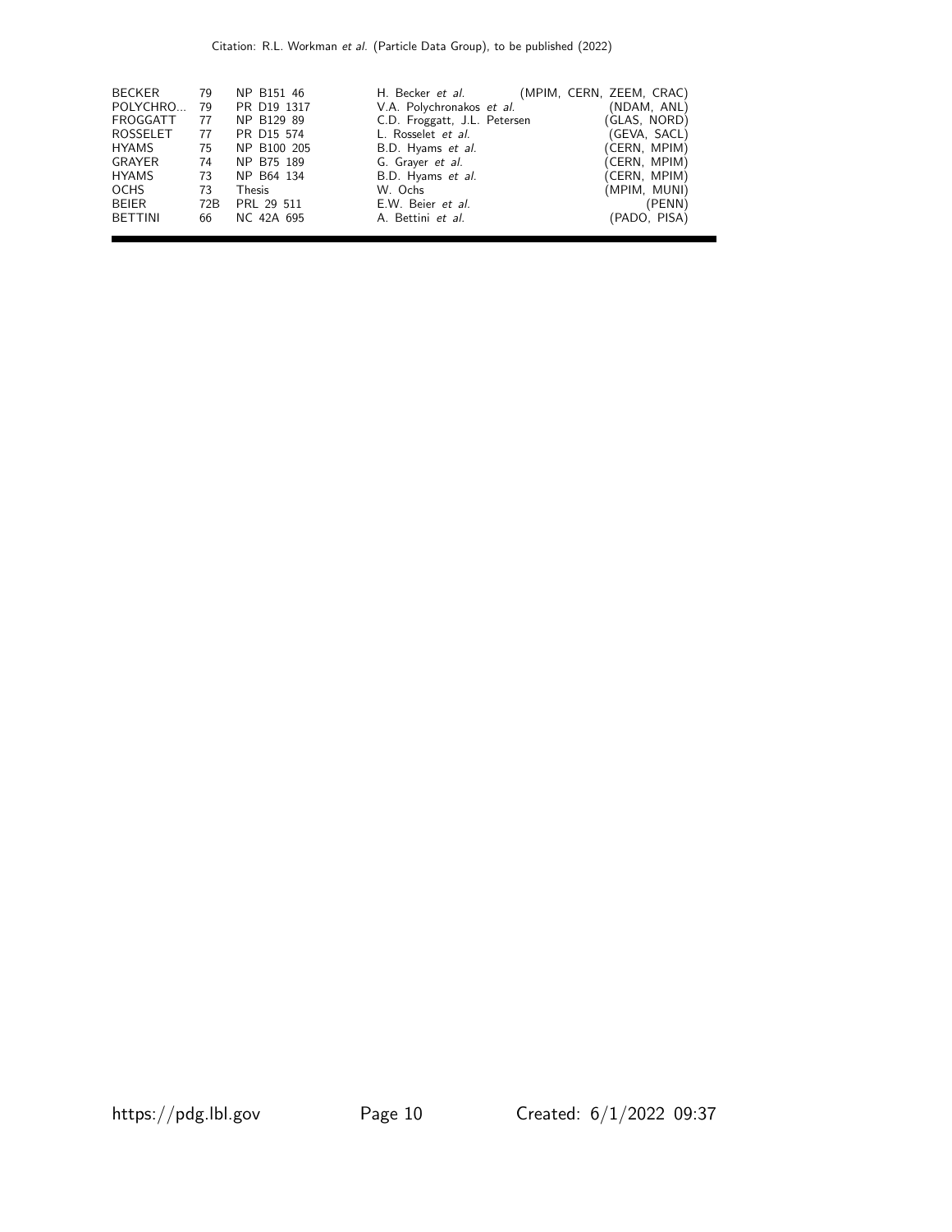| | | | | |
|---|---|---|---|---|
| BECKER | 79 | NP B151 46 | H. Becker *et al.* | (MPIM, CERN, ZEEM, CRAC) |
| POLYCHRO... | 79 | PR D19 1317 | V.A. Polychronakos *et al.* | (NDAM, ANL) |
| FROGGATT | 77 | NP B129 89 | C.D. Froggatt, J.L. Petersen | (GLAS, NORD) |
| ROSSELET | 77 | PR D15 574 | L. Rosselet *et al.* | (GEVA, SACL) |
| HYAMS | 75 | NP B100 205 | B.D. Hyams *et al.* | (CERN, MPIM) |
| GRAYER | 74 | NP B75 189 | G. Grayer *et al.* | (CERN, MPIM) |
| HYAMS | 73 | NP B64 134 | B.D. Hyams *et al.* | (CERN, MPIM) |
| OCHS | 73 | Thesis | W. Ochs | (MPIM, MUNI) |
| BEIER | 72B | PRL 29 511 | E.W. Beier *et al.* | (PENN) |
| BETTINI | 66 | NC 42A 695 | A. Bettini *et al.* | (PADO, PISA) |